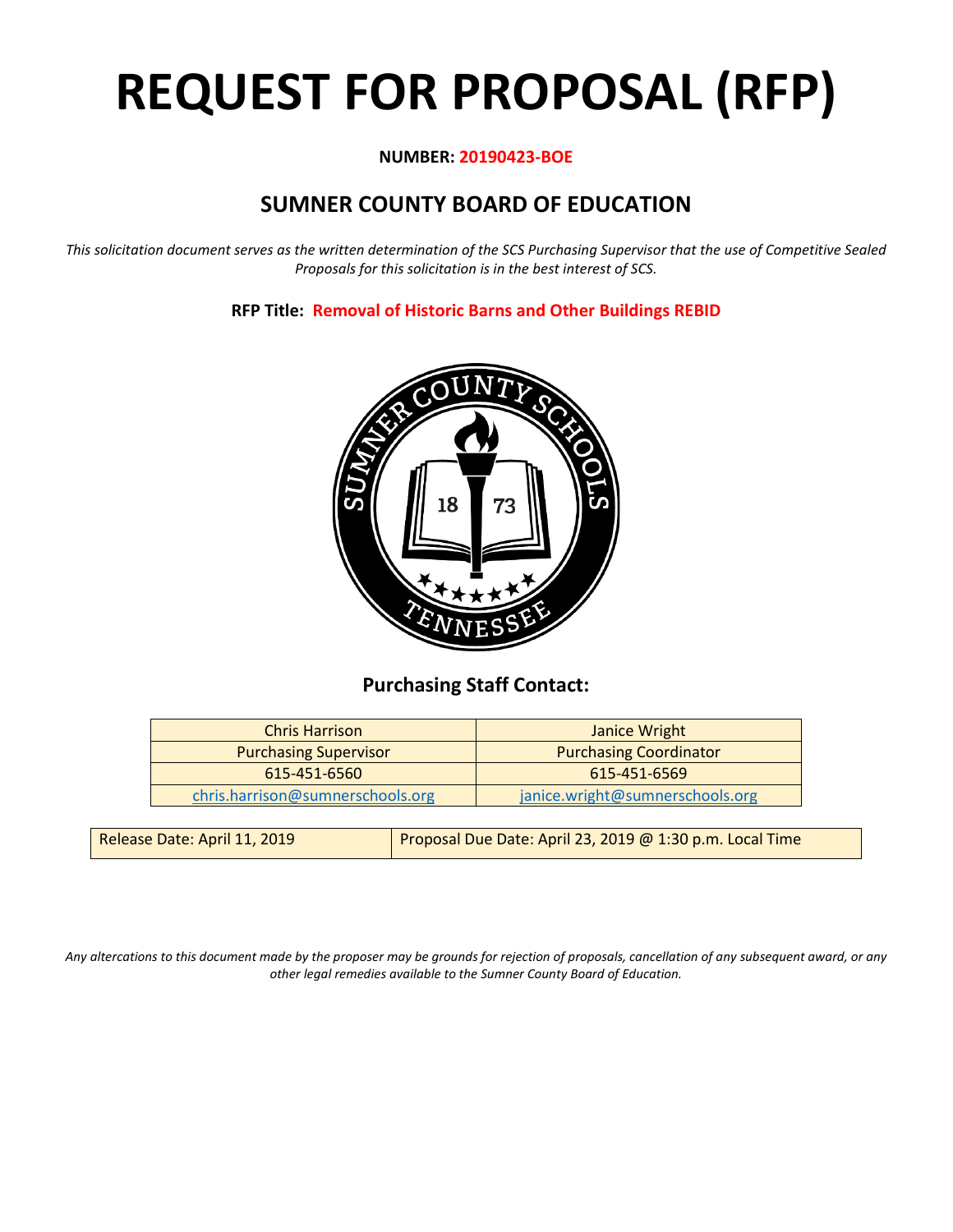# REQUEST FOR PROPOSAL (RFP)

**NUMBER: 20190423-BOE**

## SUMNER COUNTY BOARD OF EDUCATION

*This solicitation document serves as the written determination of the SCS Purchasing Supervisor that the use of Competitive Sealed Proposals for this solicitation is in the best interest of SCS.*

**RFP Title: Removal of Historic Barns and Other Buildings REBID**

### Purchasing Staff Contact:

| Chris Harrison | Janice Wright |
|---|---|
| Purchasing Supervisor | Purchasing Coordinator |
| 615-451-6560 | 615-451-6569 |
| chris.harrison@sumnerschools.org | janice.wright@sumnerschools.org |

| Release Date: April 11, 2019 | Proposal Due Date: April 23, 2019 @ 1:30 p.m. Local Time |
|---|---|

*Any altercations to this document made by the proposer may be grounds for rejection of proposals, cancellation of any subsequent award, or any other legal remedies available to the Sumner County Board of Education.*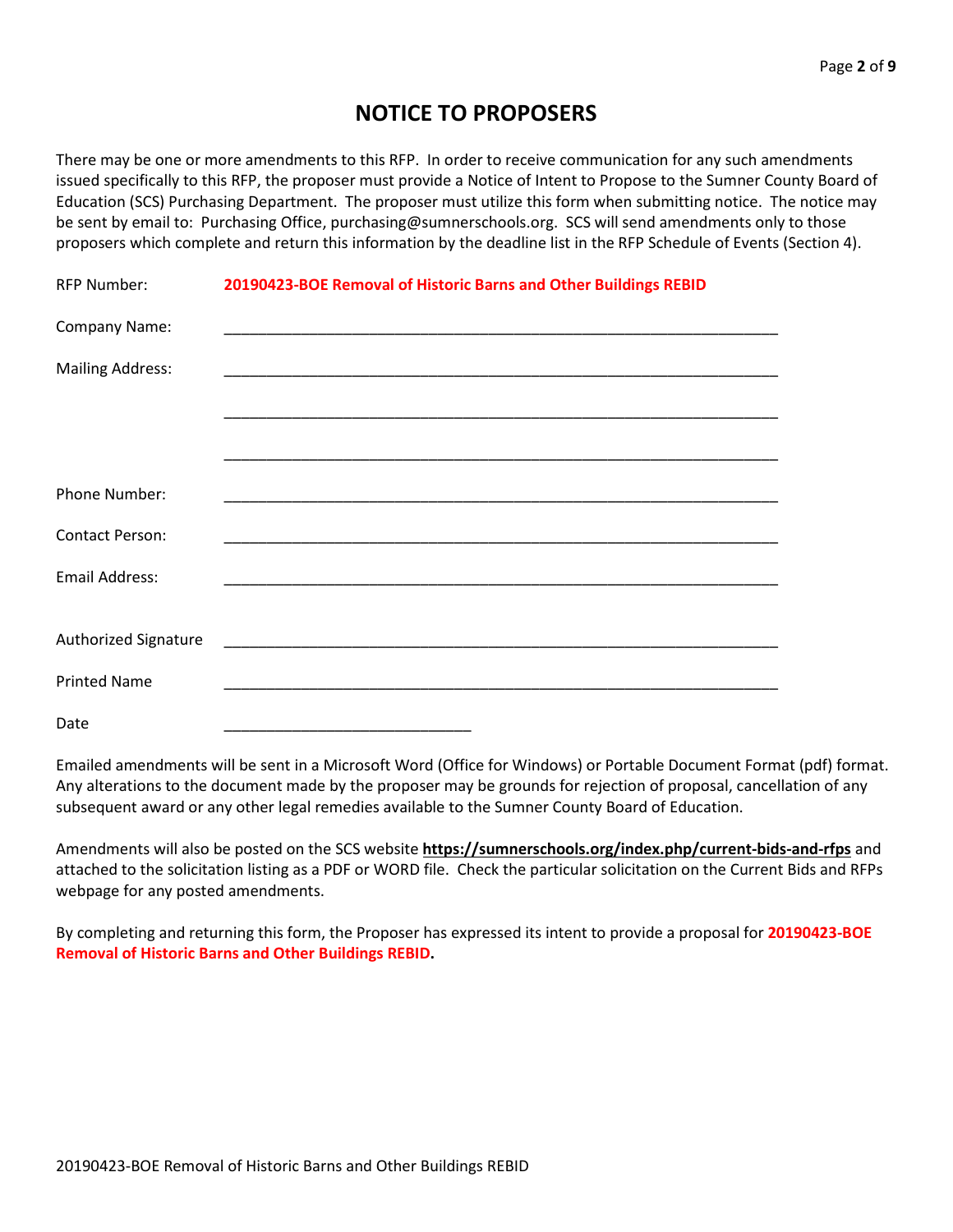# NOTICE TO PROPOSERS

There may be one or more amendments to this RFP. In order to receive communication for any such amendments issued specifically to this RFP, the proposer must provide a Notice of Intent to Propose to the Sumner County Board of Education (SCS) Purchasing Department. The proposer must utilize this form when submitting notice. The notice may be sent by email to: Purchasing Office, purchasing@sumnerschools.org. SCS will send amendments only to those proposers which complete and return this information by the deadline list in the RFP Schedule of Events (Section 4).

RFP Number: **20190423-BOE Removal of Historic Barns and Other Buildings REBID**

Company Name: ____________________________________________________________

Mailing Address: ____________________________________________________________

____________________________________________________________

____________________________________________________________

Phone Number: ____________________________________________________________

Contact Person: ____________________________________________________________

Email Address: ____________________________________________________________

Authorized Signature ____________________________________________________________

Printed Name ____________________________________________________________

Date ______________________________

Emailed amendments will be sent in a Microsoft Word (Office for Windows) or Portable Document Format (pdf) format. Any alterations to the document made by the proposer may be grounds for rejection of proposal, cancellation of any subsequent award or any other legal remedies available to the Sumner County Board of Education.

Amendments will also be posted on the SCS website **https://sumnerschools.org/index.php/current-bids-and-rfps** and attached to the solicitation listing as a PDF or WORD file. Check the particular solicitation on the Current Bids and RFPs webpage for any posted amendments.

By completing and returning this form, the Proposer has expressed its intent to provide a proposal for **20190423-BOE Removal of Historic Barns and Other Buildings REBID.**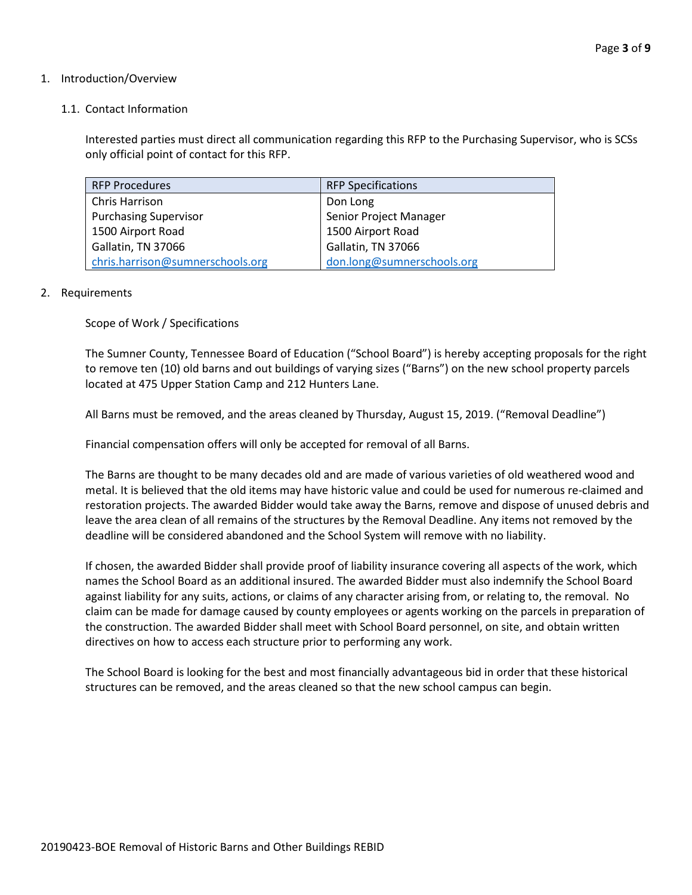1. Introduction/Overview

1.1. Contact Information

Interested parties must direct all communication regarding this RFP to the Purchasing Supervisor, who is SCSs only official point of contact for this RFP.

| RFP Procedures | RFP Specifications |
|---|---|
| Chris Harrison | Don Long |
| Purchasing Supervisor | Senior Project Manager |
| 1500 Airport Road | 1500 Airport Road |
| Gallatin, TN 37066 | Gallatin, TN 37066 |
| chris.harrison@sumnerschools.org | don.long@sumnerschools.org |

2. Requirements

Scope of Work / Specifications

The Sumner County, Tennessee Board of Education ("School Board") is hereby accepting proposals for the right to remove ten (10) old barns and out buildings of varying sizes ("Barns") on the new school property parcels located at 475 Upper Station Camp and 212 Hunters Lane.

All Barns must be removed, and the areas cleaned by Thursday, August 15, 2019. ("Removal Deadline")

Financial compensation offers will only be accepted for removal of all Barns.

The Barns are thought to be many decades old and are made of various varieties of old weathered wood and metal. It is believed that the old items may have historic value and could be used for numerous re-claimed and restoration projects. The awarded Bidder would take away the Barns, remove and dispose of unused debris and leave the area clean of all remains of the structures by the Removal Deadline. Any items not removed by the deadline will be considered abandoned and the School System will remove with no liability.

If chosen, the awarded Bidder shall provide proof of liability insurance covering all aspects of the work, which names the School Board as an additional insured. The awarded Bidder must also indemnify the School Board against liability for any suits, actions, or claims of any character arising from, or relating to, the removal. No claim can be made for damage caused by county employees or agents working on the parcels in preparation of the construction. The awarded Bidder shall meet with School Board personnel, on site, and obtain written directives on how to access each structure prior to performing any work.

The School Board is looking for the best and most financially advantageous bid in order that these historical structures can be removed, and the areas cleaned so that the new school campus can begin.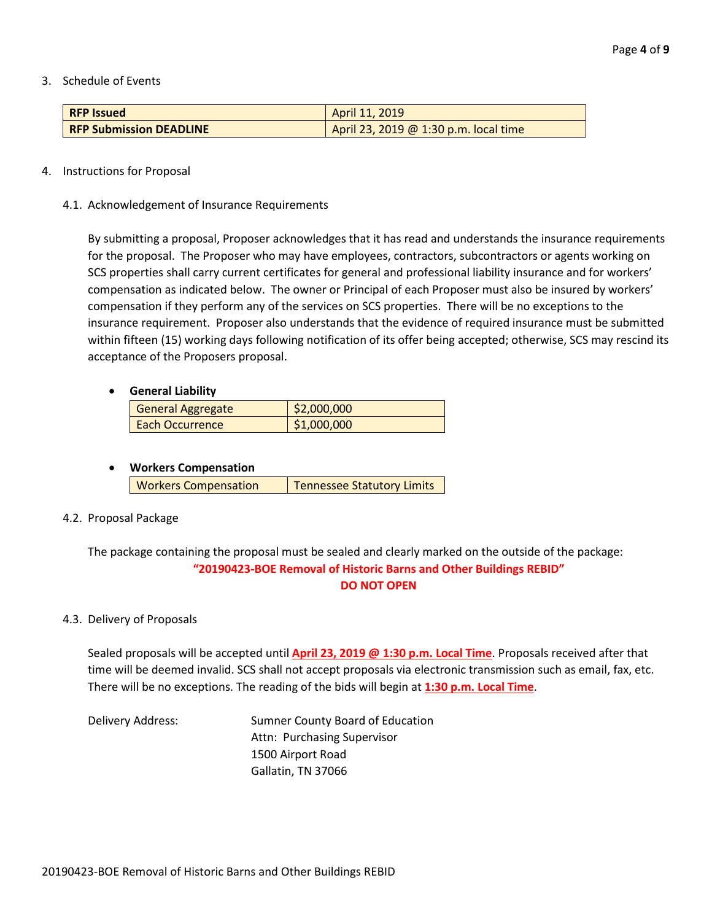3. Schedule of Events

| **RFP Issued** | April 11, 2019 |
|---|---|
| **RFP Submission DEADLINE** | April 23, 2019 @ 1:30 p.m. local time |

4. Instructions for Proposal

4.1. Acknowledgement of Insurance Requirements

By submitting a proposal, Proposer acknowledges that it has read and understands the insurance requirements for the proposal. The Proposer who may have employees, contractors, subcontractors or agents working on SCS properties shall carry current certificates for general and professional liability insurance and for workers' compensation as indicated below. The owner or Principal of each Proposer must also be insured by workers' compensation if they perform any of the services on SCS properties. There will be no exceptions to the insurance requirement. Proposer also understands that the evidence of required insurance must be submitted within fifteen (15) working days following notification of its offer being accepted; otherwise, SCS may rescind its acceptance of the Proposers proposal.

- **General Liability**

| General Aggregate | $2,000,000 |
|---|---|
| Each Occurrence | $1,000,000 |

- **Workers Compensation**

| Workers Compensation | Tennessee Statutory Limits |
|---|---|

4.2. Proposal Package

The package containing the proposal must be sealed and clearly marked on the outside of the package:

**"20190423-BOE Removal of Historic Barns and Other Buildings REBID"**

**DO NOT OPEN**

4.3. Delivery of Proposals

Sealed proposals will be accepted until **April 23, 2019 @ 1:30 p.m. Local Time**. Proposals received after that time will be deemed invalid. SCS shall not accept proposals via electronic transmission such as email, fax, etc. There will be no exceptions. The reading of the bids will begin at **1:30 p.m. Local Time**.

Delivery Address:

Sumner County Board of Education
Attn: Purchasing Supervisor
1500 Airport Road
Gallatin, TN 37066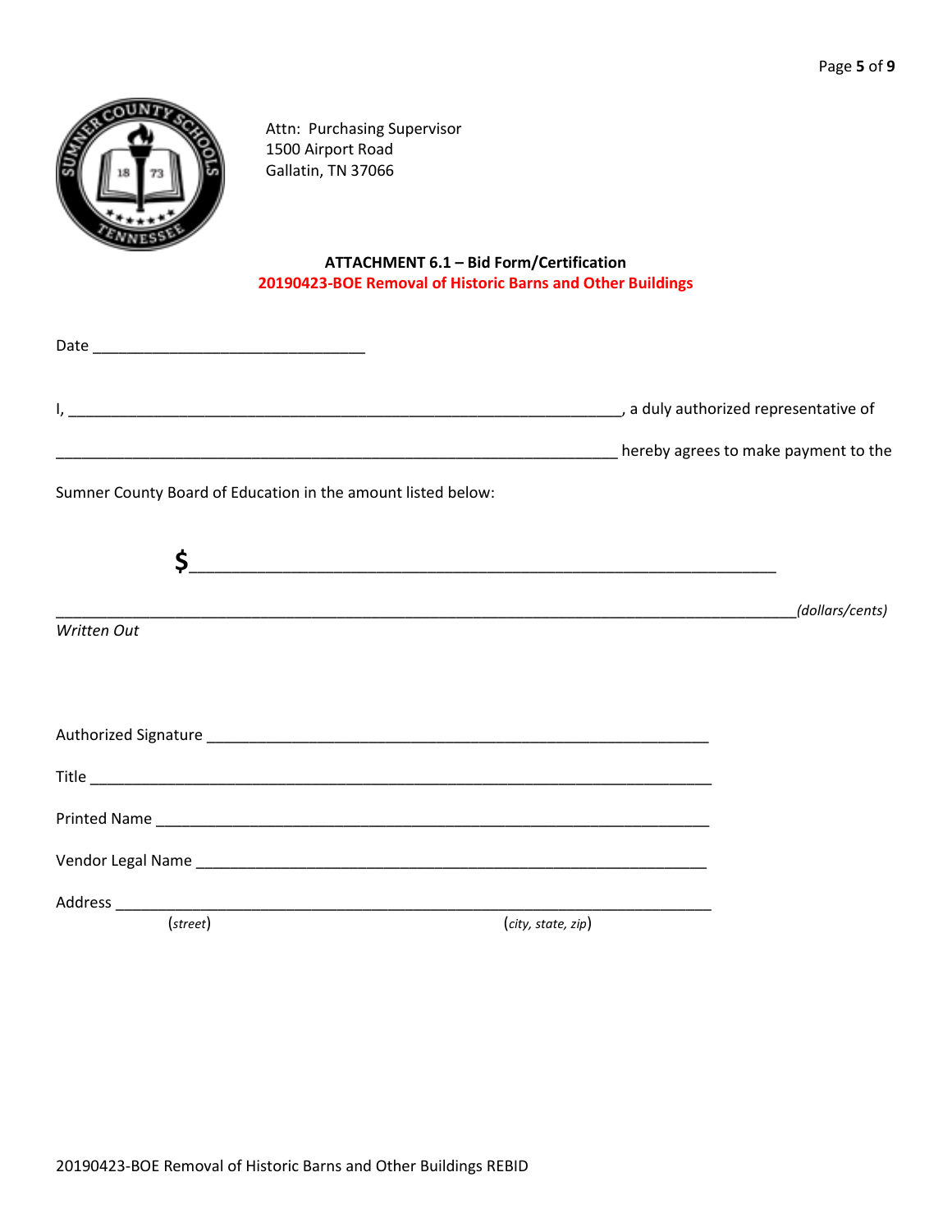Attn: Purchasing Supervisor
1500 Airport Road
Gallatin, TN 37066

**ATTACHMENT 6.1 – Bid Form/Certification**

**20190423-BOE Removal of Historic Barns and Other Buildings**

Date ________________________________

I, ____________________________________________________________________, a duly authorized representative of

______________________________________________________________________ hereby agrees to make payment to the Sumner County Board of Education in the amount listed below:

**$**_________________________________________________________________

____________________________________________________________________________________________*(dollars/cents)*

*Written Out*

Authorized Signature ____________________________________________________________

Title _____________________________________________________________________________

Printed Name _____________________________________________________________________

Vendor Legal Name ______________________________________________________________

Address _________________________________________________________________________

(*street*) (*city, state, zip*)

20190423-BOE Removal of Historic Barns and Other Buildings REBID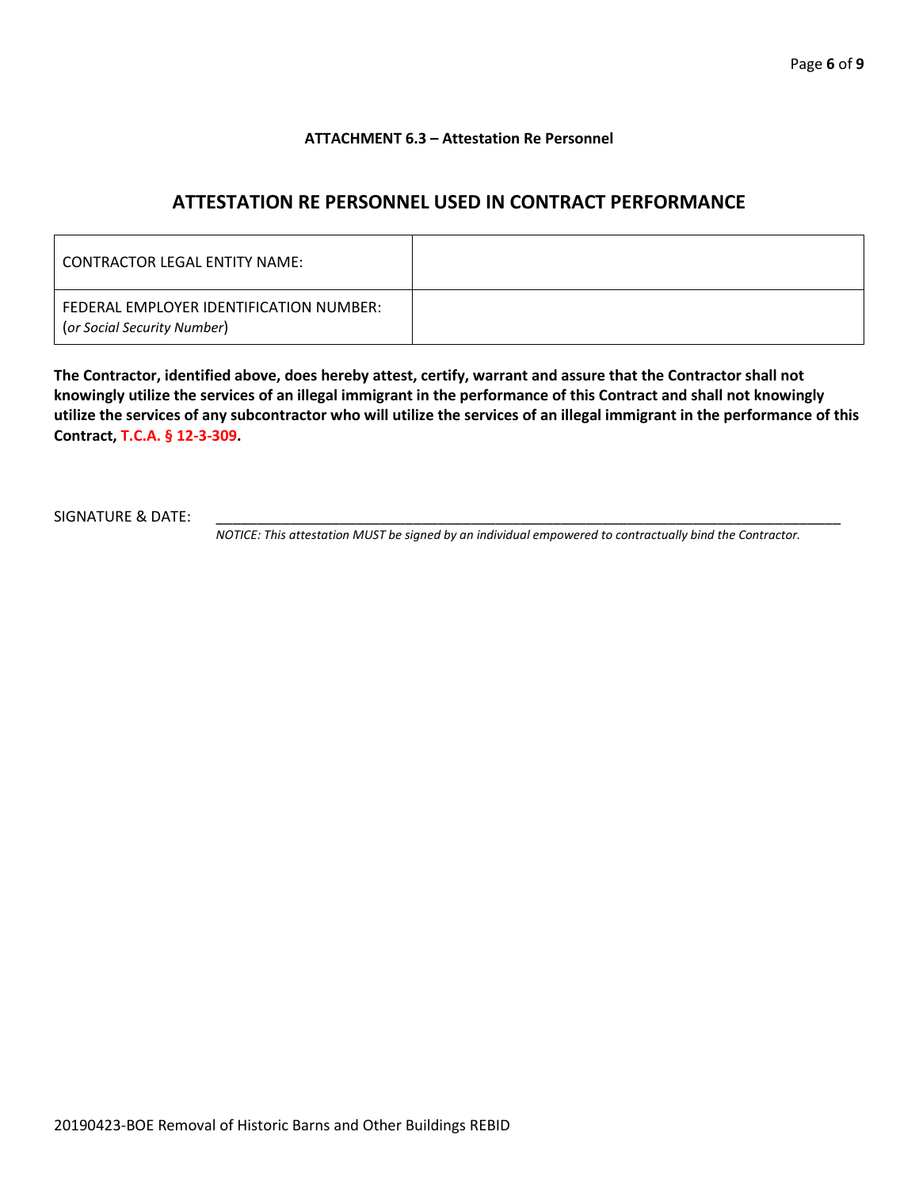**ATTACHMENT 6.3 – Attestation Re Personnel**

## ATTESTATION RE PERSONNEL USED IN CONTRACT PERFORMANCE

| CONTRACTOR LEGAL ENTITY NAME: | |
|---|---|
| FEDERAL EMPLOYER IDENTIFICATION NUMBER: (*or Social Security Number*) | |

**The Contractor, identified above, does hereby attest, certify, warrant and assure that the Contractor shall not knowingly utilize the services of an illegal immigrant in the performance of this Contract and shall not knowingly utilize the services of any subcontractor who will utilize the services of an illegal immigrant in the performance of this Contract, T.C.A. § 12-3-309.**

SIGNATURE & DATE: ________________________________________________________________________________

*NOTICE: This attestation MUST be signed by an individual empowered to contractually bind the Contractor.*

20190423-BOE Removal of Historic Barns and Other Buildings REBID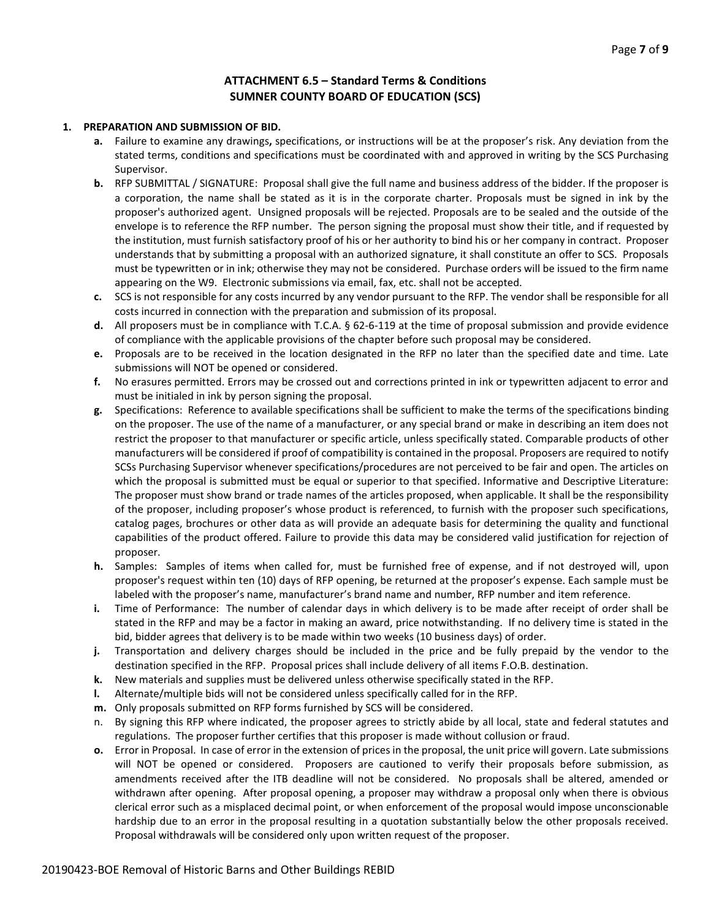## ATTACHMENT 6.5 – Standard Terms & Conditions
## SUMNER COUNTY BOARD OF EDUCATION (SCS)

**1. PREPARATION AND SUBMISSION OF BID.**

- **a.** Failure to examine any drawings**,** specifications, or instructions will be at the proposer's risk. Any deviation from the stated terms, conditions and specifications must be coordinated with and approved in writing by the SCS Purchasing Supervisor.
- **b.** RFP SUBMITTAL / SIGNATURE: Proposal shall give the full name and business address of the bidder. If the proposer is a corporation, the name shall be stated as it is in the corporate charter. Proposals must be signed in ink by the proposer's authorized agent. Unsigned proposals will be rejected. Proposals are to be sealed and the outside of the envelope is to reference the RFP number. The person signing the proposal must show their title, and if requested by the institution, must furnish satisfactory proof of his or her authority to bind his or her company in contract. Proposer understands that by submitting a proposal with an authorized signature, it shall constitute an offer to SCS. Proposals must be typewritten or in ink; otherwise they may not be considered. Purchase orders will be issued to the firm name appearing on the W9. Electronic submissions via email, fax, etc. shall not be accepted.
- **c.** SCS is not responsible for any costs incurred by any vendor pursuant to the RFP. The vendor shall be responsible for all costs incurred in connection with the preparation and submission of its proposal.
- **d.** All proposers must be in compliance with T.C.A. § 62-6-119 at the time of proposal submission and provide evidence of compliance with the applicable provisions of the chapter before such proposal may be considered.
- **e.** Proposals are to be received in the location designated in the RFP no later than the specified date and time. Late submissions will NOT be opened or considered.
- **f.** No erasures permitted. Errors may be crossed out and corrections printed in ink or typewritten adjacent to error and must be initialed in ink by person signing the proposal.
- **g.** Specifications: Reference to available specifications shall be sufficient to make the terms of the specifications binding on the proposer. The use of the name of a manufacturer, or any special brand or make in describing an item does not restrict the proposer to that manufacturer or specific article, unless specifically stated. Comparable products of other manufacturers will be considered if proof of compatibility is contained in the proposal. Proposers are required to notify SCSs Purchasing Supervisor whenever specifications/procedures are not perceived to be fair and open. The articles on which the proposal is submitted must be equal or superior to that specified. Informative and Descriptive Literature: The proposer must show brand or trade names of the articles proposed, when applicable. It shall be the responsibility of the proposer, including proposer's whose product is referenced, to furnish with the proposer such specifications, catalog pages, brochures or other data as will provide an adequate basis for determining the quality and functional capabilities of the product offered. Failure to provide this data may be considered valid justification for rejection of proposer.
- **h.** Samples: Samples of items when called for, must be furnished free of expense, and if not destroyed will, upon proposer's request within ten (10) days of RFP opening, be returned at the proposer's expense. Each sample must be labeled with the proposer's name, manufacturer's brand name and number, RFP number and item reference.
- **i.** Time of Performance: The number of calendar days in which delivery is to be made after receipt of order shall be stated in the RFP and may be a factor in making an award, price notwithstanding. If no delivery time is stated in the bid, bidder agrees that delivery is to be made within two weeks (10 business days) of order.
- **j.** Transportation and delivery charges should be included in the price and be fully prepaid by the vendor to the destination specified in the RFP. Proposal prices shall include delivery of all items F.O.B. destination.
- **k.** New materials and supplies must be delivered unless otherwise specifically stated in the RFP.
- **l.** Alternate/multiple bids will not be considered unless specifically called for in the RFP.
- **m.** Only proposals submitted on RFP forms furnished by SCS will be considered.
- n. By signing this RFP where indicated, the proposer agrees to strictly abide by all local, state and federal statutes and regulations. The proposer further certifies that this proposer is made without collusion or fraud.
- **o.** Error in Proposal. In case of error in the extension of prices in the proposal, the unit price will govern. Late submissions will NOT be opened or considered. Proposers are cautioned to verify their proposals before submission, as amendments received after the ITB deadline will not be considered. No proposals shall be altered, amended or withdrawn after opening. After proposal opening, a proposer may withdraw a proposal only when there is obvious clerical error such as a misplaced decimal point, or when enforcement of the proposal would impose unconscionable hardship due to an error in the proposal resulting in a quotation substantially below the other proposals received. Proposal withdrawals will be considered only upon written request of the proposer.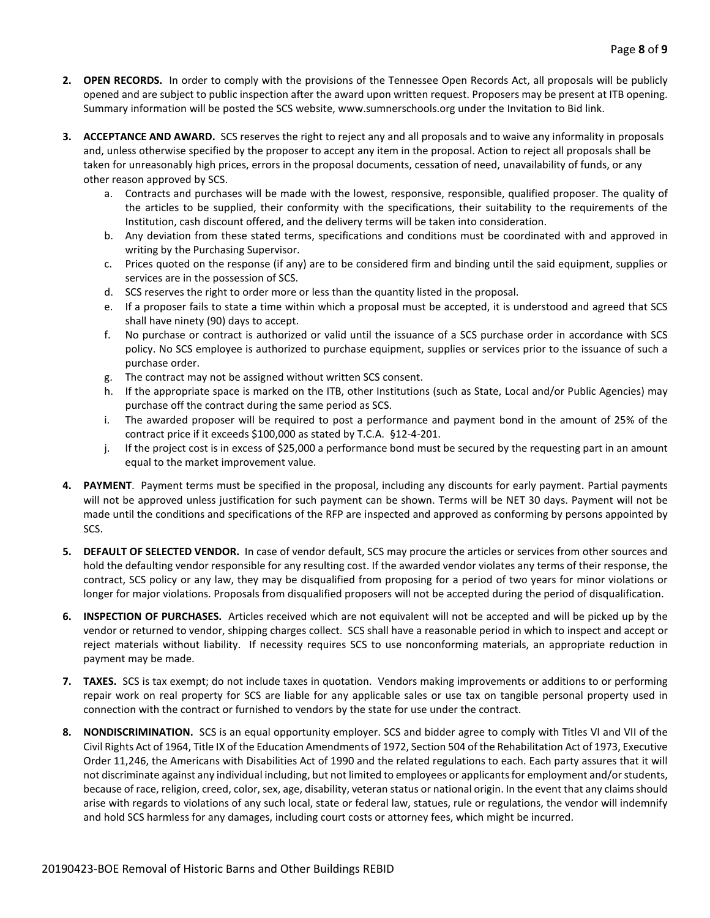2. **OPEN RECORDS.** In order to comply with the provisions of the Tennessee Open Records Act, all proposals will be publicly opened and are subject to public inspection after the award upon written request. Proposers may be present at ITB opening. Summary information will be posted the SCS website, www.sumnerschools.org under the Invitation to Bid link.

3. **ACCEPTANCE AND AWARD.** SCS reserves the right to reject any and all proposals and to waive any informality in proposals and, unless otherwise specified by the proposer to accept any item in the proposal. Action to reject all proposals shall be taken for unreasonably high prices, errors in the proposal documents, cessation of need, unavailability of funds, or any other reason approved by SCS.
   a. Contracts and purchases will be made with the lowest, responsive, responsible, qualified proposer. The quality of the articles to be supplied, their conformity with the specifications, their suitability to the requirements of the Institution, cash discount offered, and the delivery terms will be taken into consideration.
   b. Any deviation from these stated terms, specifications and conditions must be coordinated with and approved in writing by the Purchasing Supervisor.
   c. Prices quoted on the response (if any) are to be considered firm and binding until the said equipment, supplies or services are in the possession of SCS.
   d. SCS reserves the right to order more or less than the quantity listed in the proposal.
   e. If a proposer fails to state a time within which a proposal must be accepted, it is understood and agreed that SCS shall have ninety (90) days to accept.
   f. No purchase or contract is authorized or valid until the issuance of a SCS purchase order in accordance with SCS policy. No SCS employee is authorized to purchase equipment, supplies or services prior to the issuance of such a purchase order.
   g. The contract may not be assigned without written SCS consent.
   h. If the appropriate space is marked on the ITB, other Institutions (such as State, Local and/or Public Agencies) may purchase off the contract during the same period as SCS.
   i. The awarded proposer will be required to post a performance and payment bond in the amount of 25% of the contract price if it exceeds $100,000 as stated by T.C.A. §12-4-201.
   j. If the project cost is in excess of $25,000 a performance bond must be secured by the requesting part in an amount equal to the market improvement value.

4. **PAYMENT**. Payment terms must be specified in the proposal, including any discounts for early payment. Partial payments will not be approved unless justification for such payment can be shown. Terms will be NET 30 days. Payment will not be made until the conditions and specifications of the RFP are inspected and approved as conforming by persons appointed by SCS.

5. **DEFAULT OF SELECTED VENDOR.** In case of vendor default, SCS may procure the articles or services from other sources and hold the defaulting vendor responsible for any resulting cost. If the awarded vendor violates any terms of their response, the contract, SCS policy or any law, they may be disqualified from proposing for a period of two years for minor violations or longer for major violations. Proposals from disqualified proposers will not be accepted during the period of disqualification.

6. **INSPECTION OF PURCHASES.** Articles received which are not equivalent will not be accepted and will be picked up by the vendor or returned to vendor, shipping charges collect. SCS shall have a reasonable period in which to inspect and accept or reject materials without liability. If necessity requires SCS to use nonconforming materials, an appropriate reduction in payment may be made.

7. **TAXES.** SCS is tax exempt; do not include taxes in quotation. Vendors making improvements or additions to or performing repair work on real property for SCS are liable for any applicable sales or use tax on tangible personal property used in connection with the contract or furnished to vendors by the state for use under the contract.

8. **NONDISCRIMINATION.** SCS is an equal opportunity employer. SCS and bidder agree to comply with Titles VI and VII of the Civil Rights Act of 1964, Title IX of the Education Amendments of 1972, Section 504 of the Rehabilitation Act of 1973, Executive Order 11,246, the Americans with Disabilities Act of 1990 and the related regulations to each. Each party assures that it will not discriminate against any individual including, but not limited to employees or applicants for employment and/or students, because of race, religion, creed, color, sex, age, disability, veteran status or national origin. In the event that any claims should arise with regards to violations of any such local, state or federal law, statues, rule or regulations, the vendor will indemnify and hold SCS harmless for any damages, including court costs or attorney fees, which might be incurred.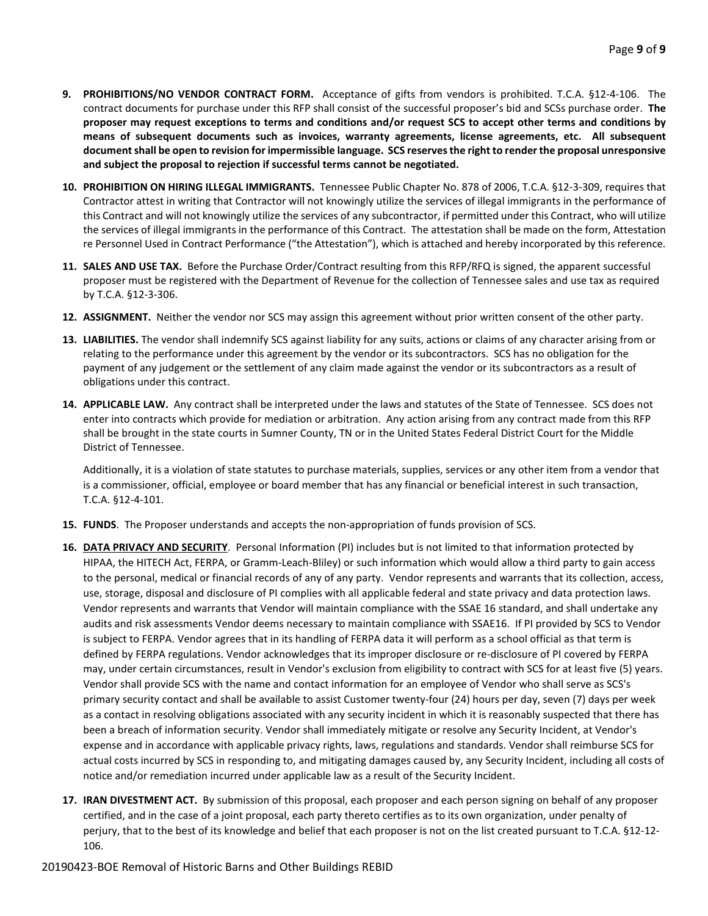9. **PROHIBITIONS/NO VENDOR CONTRACT FORM.** Acceptance of gifts from vendors is prohibited. T.C.A. §12-4-106. The contract documents for purchase under this RFP shall consist of the successful proposer's bid and SCSs purchase order. **The proposer may request exceptions to terms and conditions and/or request SCS to accept other terms and conditions by means of subsequent documents such as invoices, warranty agreements, license agreements, etc. All subsequent document shall be open to revision for impermissible language. SCS reserves the right to render the proposal unresponsive and subject the proposal to rejection if successful terms cannot be negotiated.**

10. **PROHIBITION ON HIRING ILLEGAL IMMIGRANTS.** Tennessee Public Chapter No. 878 of 2006, T.C.A. §12-3-309, requires that Contractor attest in writing that Contractor will not knowingly utilize the services of illegal immigrants in the performance of this Contract and will not knowingly utilize the services of any subcontractor, if permitted under this Contract, who will utilize the services of illegal immigrants in the performance of this Contract. The attestation shall be made on the form, Attestation re Personnel Used in Contract Performance ("the Attestation"), which is attached and hereby incorporated by this reference.

11. **SALES AND USE TAX.** Before the Purchase Order/Contract resulting from this RFP/RFQ is signed, the apparent successful proposer must be registered with the Department of Revenue for the collection of Tennessee sales and use tax as required by T.C.A. §12-3-306.

12. **ASSIGNMENT.** Neither the vendor nor SCS may assign this agreement without prior written consent of the other party.

13. **LIABILITIES.** The vendor shall indemnify SCS against liability for any suits, actions or claims of any character arising from or relating to the performance under this agreement by the vendor or its subcontractors. SCS has no obligation for the payment of any judgement or the settlement of any claim made against the vendor or its subcontractors as a result of obligations under this contract.

14. **APPLICABLE LAW.** Any contract shall be interpreted under the laws and statutes of the State of Tennessee. SCS does not enter into contracts which provide for mediation or arbitration. Any action arising from any contract made from this RFP shall be brought in the state courts in Sumner County, TN or in the United States Federal District Court for the Middle District of Tennessee.

    Additionally, it is a violation of state statutes to purchase materials, supplies, services or any other item from a vendor that is a commissioner, official, employee or board member that has any financial or beneficial interest in such transaction, T.C.A. §12-4-101.

15. **FUNDS**. The Proposer understands and accepts the non-appropriation of funds provision of SCS.

16. **<u>DATA PRIVACY AND SECURITY</u>**. Personal Information (PI) includes but is not limited to that information protected by HIPAA, the HITECH Act, FERPA, or Gramm-Leach-Bliley) or such information which would allow a third party to gain access to the personal, medical or financial records of any of any party. Vendor represents and warrants that its collection, access, use, storage, disposal and disclosure of PI complies with all applicable federal and state privacy and data protection laws. Vendor represents and warrants that Vendor will maintain compliance with the SSAE 16 standard, and shall undertake any audits and risk assessments Vendor deems necessary to maintain compliance with SSAE16. If PI provided by SCS to Vendor is subject to FERPA. Vendor agrees that in its handling of FERPA data it will perform as a school official as that term is defined by FERPA regulations. Vendor acknowledges that its improper disclosure or re-disclosure of PI covered by FERPA may, under certain circumstances, result in Vendor's exclusion from eligibility to contract with SCS for at least five (5) years. Vendor shall provide SCS with the name and contact information for an employee of Vendor who shall serve as SCS's primary security contact and shall be available to assist Customer twenty-four (24) hours per day, seven (7) days per week as a contact in resolving obligations associated with any security incident in which it is reasonably suspected that there has been a breach of information security. Vendor shall immediately mitigate or resolve any Security Incident, at Vendor's expense and in accordance with applicable privacy rights, laws, regulations and standards. Vendor shall reimburse SCS for actual costs incurred by SCS in responding to, and mitigating damages caused by, any Security Incident, including all costs of notice and/or remediation incurred under applicable law as a result of the Security Incident.

17. **IRAN DIVESTMENT ACT.** By submission of this proposal, each proposer and each person signing on behalf of any proposer certified, and in the case of a joint proposal, each party thereto certifies as to its own organization, under penalty of perjury, that to the best of its knowledge and belief that each proposer is not on the list created pursuant to T.C.A. §12-12-106.